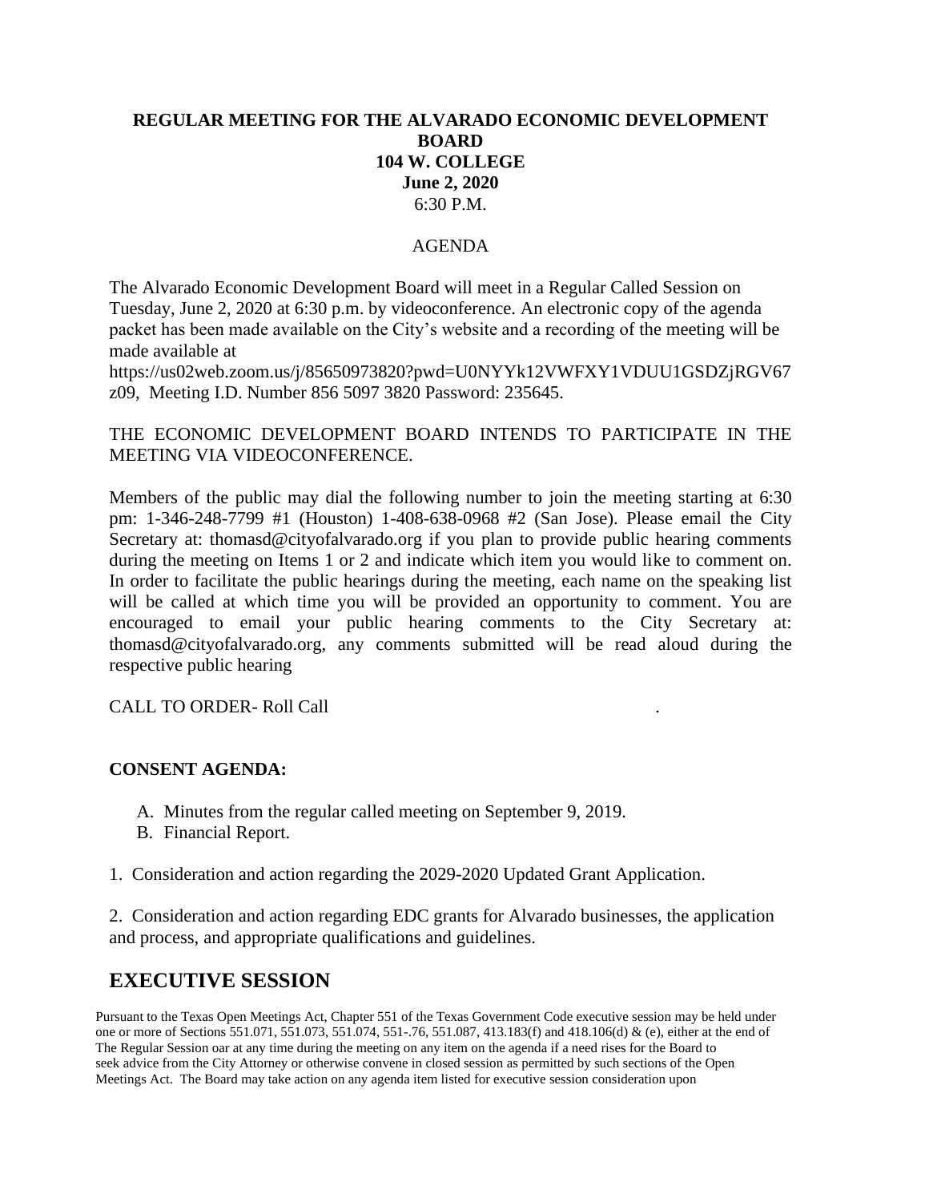**REGULAR MEETING FOR THE ALVARADO ECONOMIC DEVELOPMENT BOARD**
**104 W. COLLEGE**
**June 2, 2020**
6:30 P.M.

AGENDA

The Alvarado Economic Development Board will meet in a Regular Called Session on Tuesday, June 2, 2020 at 6:30 p.m. by videoconference. An electronic copy of the agenda packet has been made available on the City's website and a recording of the meeting will be made available at https://us02web.zoom.us/j/85650973820?pwd=U0NYYk12VWFXY1VDUU1GSDZjRGV67z09, Meeting I.D. Number 856 5097 3820 Password: 235645.

THE ECONOMIC DEVELOPMENT BOARD INTENDS TO PARTICIPATE IN THE MEETING VIA VIDEOCONFERENCE.

Members of the public may dial the following number to join the meeting starting at 6:30 pm: 1-346-248-7799 #1 (Houston) 1-408-638-0968 #2 (San Jose). Please email the City Secretary at: thomasd@cityofalvarado.org if you plan to provide public hearing comments during the meeting on Items 1 or 2 and indicate which item you would like to comment on. In order to facilitate the public hearings during the meeting, each name on the speaking list will be called at which time you will be provided an opportunity to comment. You are encouraged to email your public hearing comments to the City Secretary at: thomasd@cityofalvarado.org, any comments submitted will be read aloud during the respective public hearing

CALL TO ORDER- Roll Call .

**CONSENT AGENDA:**

A. Minutes from the regular called meeting on September 9, 2019.
B. Financial Report.

1. Consideration and action regarding the 2029-2020 Updated Grant Application.

2. Consideration and action regarding EDC grants for Alvarado businesses, the application and process, and appropriate qualifications and guidelines.

# EXECUTIVE SESSION

Pursuant to the Texas Open Meetings Act, Chapter 551 of the Texas Government Code executive session may be held under one or more of Sections 551.071, 551.073, 551.074, 551-.76, 551.087, 413.183(f) and 418.106(d) & (e), either at the end of The Regular Session oar at any time during the meeting on any item on the agenda if a need rises for the Board to seek advice from the City Attorney or otherwise convene in closed session as permitted by such sections of the Open Meetings Act. The Board may take action on any agenda item listed for executive session consideration upon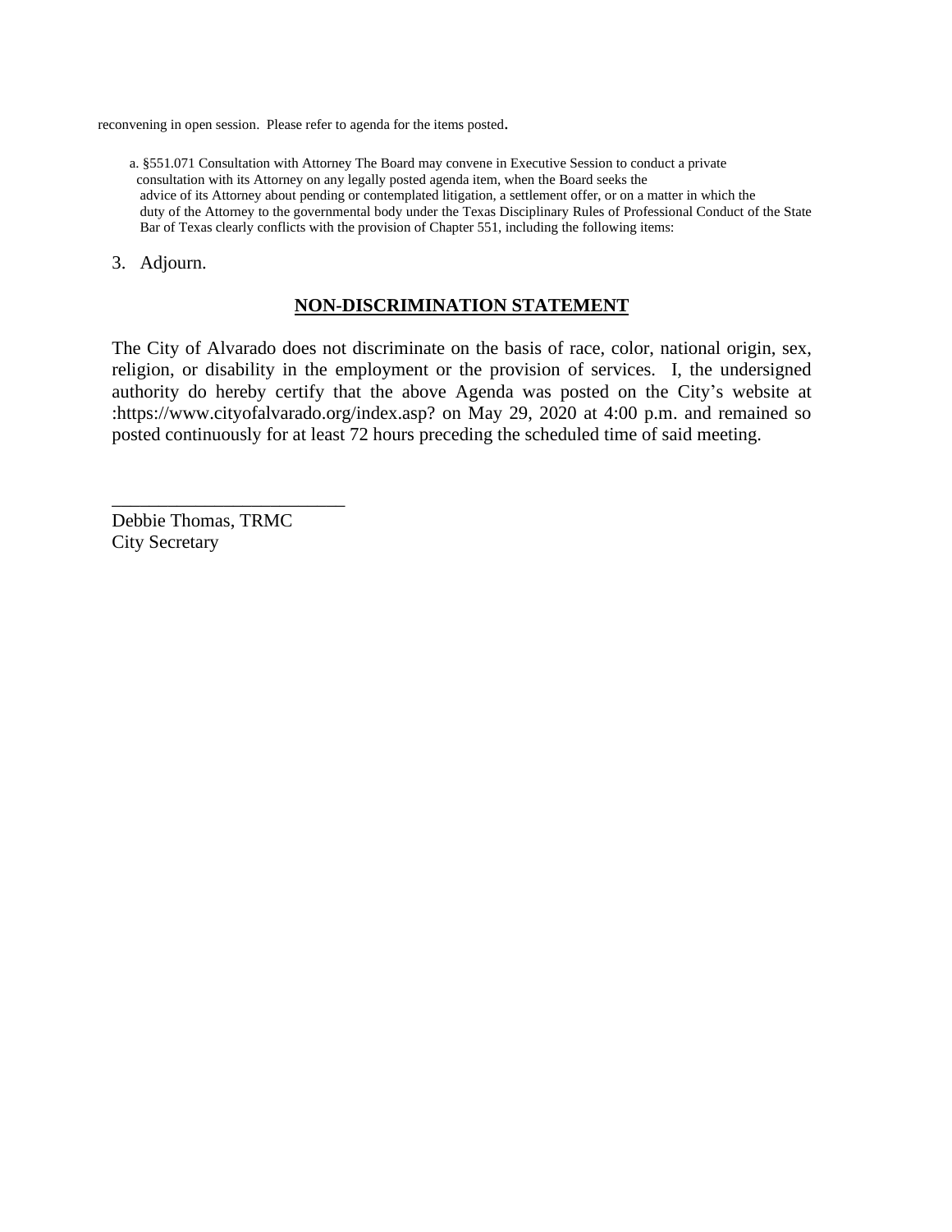reconvening in open session. Please refer to agenda for the items posted.

a. §551.071 Consultation with Attorney The Board may convene in Executive Session to conduct a private consultation with its Attorney on any legally posted agenda item, when the Board seeks the advice of its Attorney about pending or contemplated litigation, a settlement offer, or on a matter in which the duty of the Attorney to the governmental body under the Texas Disciplinary Rules of Professional Conduct of the State Bar of Texas clearly conflicts with the provision of Chapter 551, including the following items:

3. Adjourn.

## NON-DISCRIMINATION STATEMENT

The City of Alvarado does not discriminate on the basis of race, color, national origin, sex, religion, or disability in the employment or the provision of services. I, the undersigned authority do hereby certify that the above Agenda was posted on the City's website at :https://www.cityofalvarado.org/index.asp? on May 29, 2020 at 4:00 p.m. and remained so posted continuously for at least 72 hours preceding the scheduled time of said meeting.

_________________________

Debbie Thomas, TRMC
City Secretary